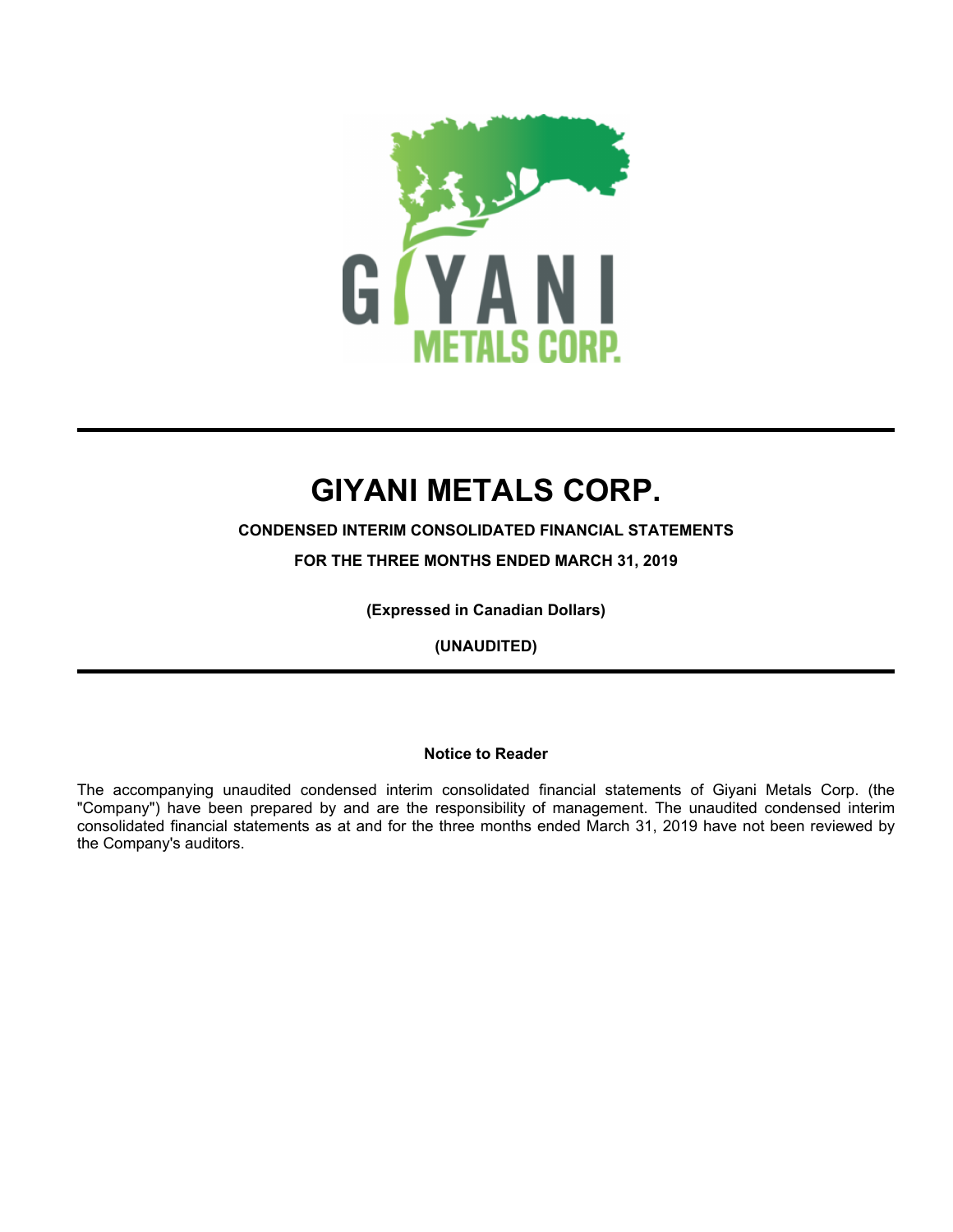# GIYANI METALS CORP.

**CONDENSED INTERIM CONSOLIDATED FINANCIAL STATEMENTS**

**FOR THE THREE MONTHS ENDED MARCH 31, 2019**

**(Expressed in Canadian Dollars)**

**(UNAUDITED)**

**Notice to Reader**

The accompanying unaudited condensed interim consolidated financial statements of Giyani Metals Corp. (the "Company") have been prepared by and are the responsibility of management. The unaudited condensed interim consolidated financial statements as at and for the three months ended March 31, 2019 have not been reviewed by the Company's auditors.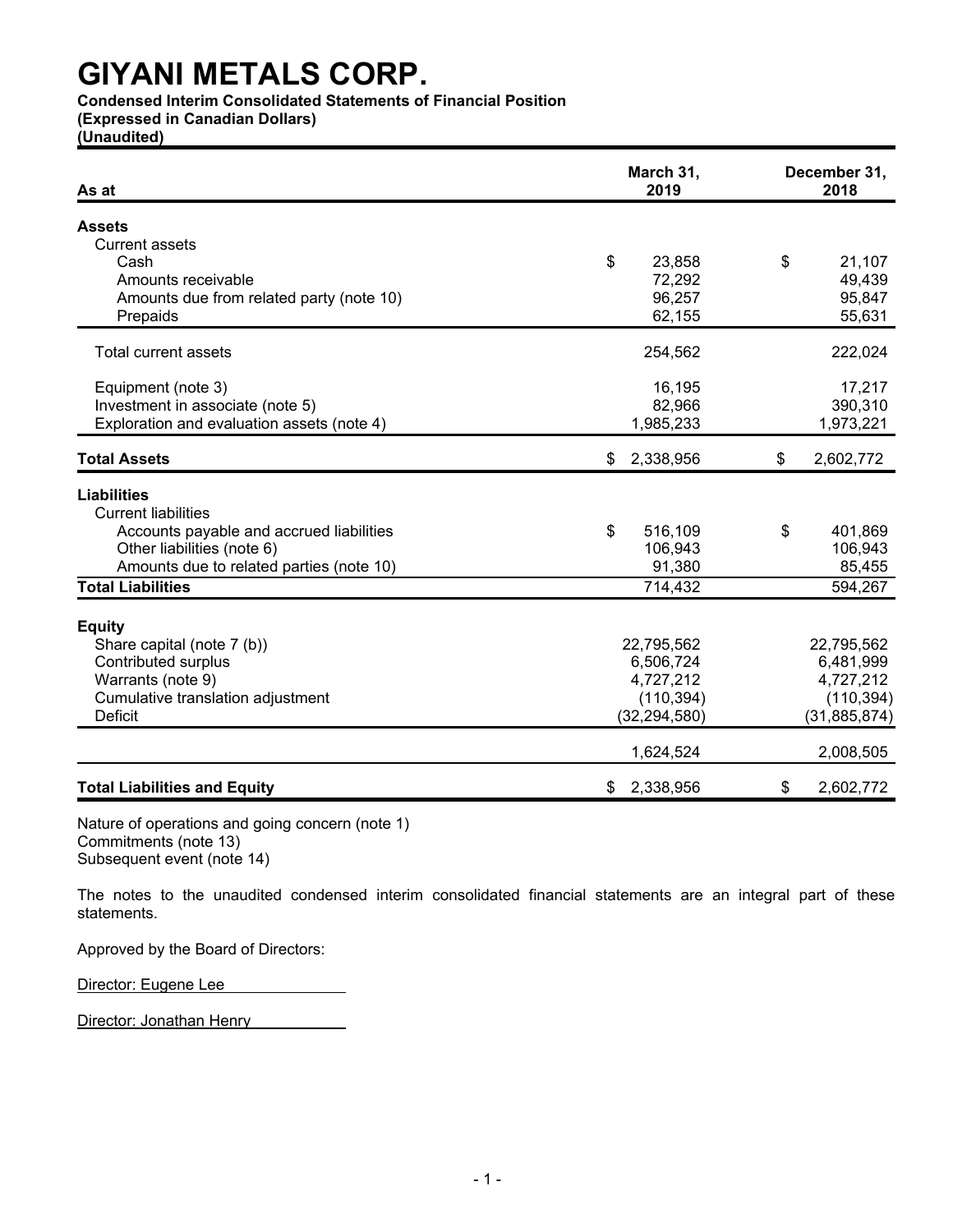# GIYANI METALS CORP.

**Condensed Interim Consolidated Statements of Financial Position**
**(Expressed in Canadian Dollars)**
**(Unaudited)**

| As at | March 31, 2019 | December 31, 2018 |
|---|---|---|
| **Assets** | | |
| Current assets | | |
| Cash | $ 23,858 | $ 21,107 |
| Amounts receivable | 72,292 | 49,439 |
| Amounts due from related party (note 10) | 96,257 | 95,847 |
| Prepaids | 62,155 | 55,631 |
| Total current assets | 254,562 | 222,024 |
| Equipment (note 3) | 16,195 | 17,217 |
| Investment in associate (note 5) | 82,966 | 390,310 |
| Exploration and evaluation assets (note 4) | 1,985,233 | 1,973,221 |
| **Total Assets** | $ 2,338,956 | $ 2,602,772 |
| **Liabilities** | | |
| Current liabilities | | |
| Accounts payable and accrued liabilities | $ 516,109 | $ 401,869 |
| Other liabilities (note 6) | 106,943 | 106,943 |
| Amounts due to related parties (note 10) | 91,380 | 85,455 |
| **Total Liabilities** | 714,432 | 594,267 |
| **Equity** | | |
| Share capital (note 7 (b)) | 22,795,562 | 22,795,562 |
| Contributed surplus | 6,506,724 | 6,481,999 |
| Warrants (note 9) | 4,727,212 | 4,727,212 |
| Cumulative translation adjustment | (110,394) | (110,394) |
| Deficit | (32,294,580) | (31,885,874) |
| | 1,624,524 | 2,008,505 |
| **Total Liabilities and Equity** | $ 2,338,956 | $ 2,602,772 |

Nature of operations and going concern (note 1)
Commitments (note 13)
Subsequent event (note 14)

The notes to the unaudited condensed interim consolidated financial statements are an integral part of these statements.

Approved by the Board of Directors:

Director: Eugene Lee

Director: Jonathan Henry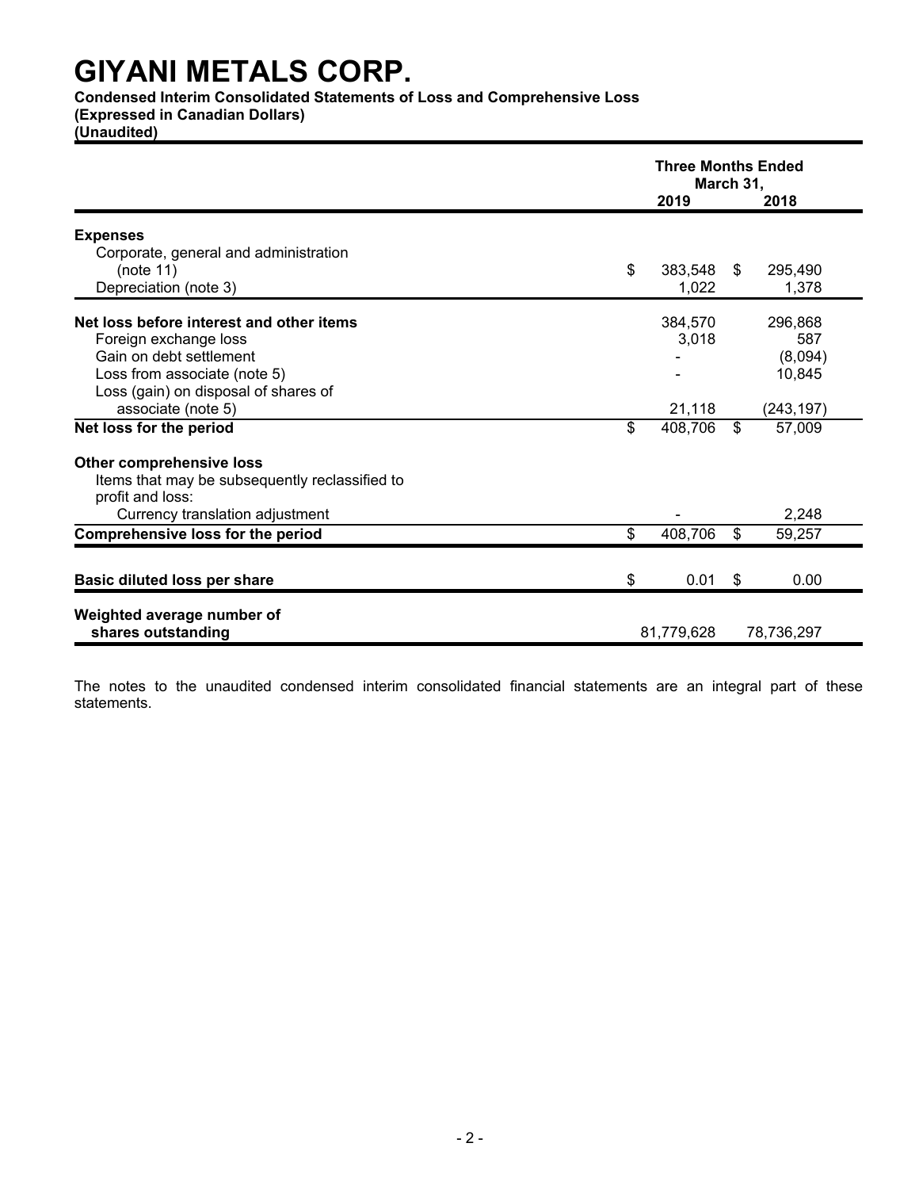# GIYANI METALS CORP.

**Condensed Interim Consolidated Statements of Loss and Comprehensive Loss**
**(Expressed in Canadian Dollars)**
**(Unaudited)**

| | Three Months Ended March 31, 2019 | Three Months Ended March 31, 2018 |
|---|---|---|
| **Expenses** | | |
| Corporate, general and administration (note 11) | $ 383,548 | $ 295,490 |
| Depreciation (note 3) | 1,022 | 1,378 |
| **Net loss before interest and other items** | 384,570 | 296,868 |
| Foreign exchange loss | 3,018 | 587 |
| Gain on debt settlement | - | (8,094) |
| Loss from associate (note 5) | - | 10,845 |
| Loss (gain) on disposal of shares of associate (note 5) | 21,118 | (243,197) |
| **Net loss for the period** | $ 408,706 | $ 57,009 |
| **Other comprehensive loss** | | |
| Items that may be subsequently reclassified to profit and loss: | | |
| Currency translation adjustment | - | 2,248 |
| **Comprehensive loss for the period** | $ 408,706 | $ 59,257 |
| **Basic diluted loss per share** | $ 0.01 | $ 0.00 |
| **Weighted average number of shares outstanding** | 81,779,628 | 78,736,297 |

The notes to the unaudited condensed interim consolidated financial statements are an integral part of these statements.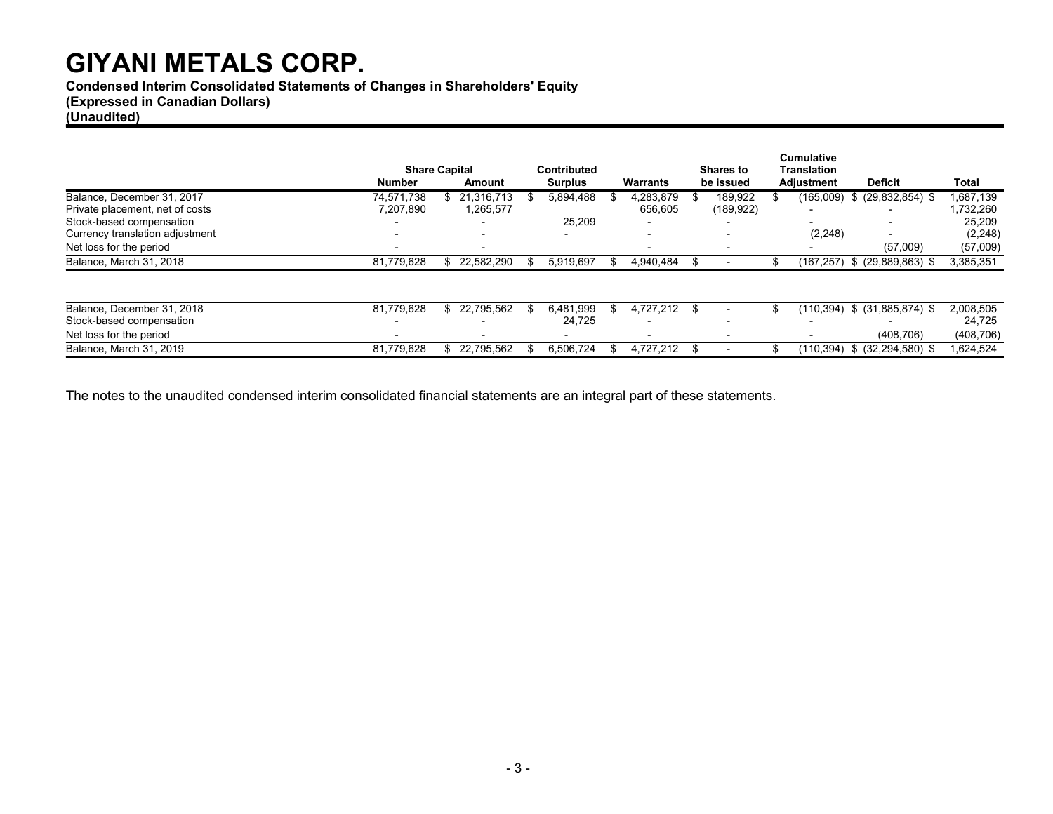# GIYANI METALS CORP.

**Condensed Interim Consolidated Statements of Changes in Shareholders' Equity**
**(Expressed in Canadian Dollars)**
**(Unaudited)**

| | Share Capital | | Contributed | | Shares to | Cumulative Translation | | |
|---|---|---|---|---|---|---|---|---|
| | Number | Amount | Surplus | Warrants | be issued | Adjustment | Deficit | Total |
| Balance, December 31, 2017 | 74,571,738 | $ 21,316,713 | $ 5,894,488 | $ 4,283,879 | $ 189,922 | $ (165,009) | $ (29,832,854) | $ 1,687,139 |
| Private placement, net of costs | 7,207,890 | 1,265,577 | | 656,605 | (189,922) | - | - | 1,732,260 |
| Stock-based compensation | - | - | 25,209 | - | - | - | - | 25,209 |
| Currency translation adjustment | - | - | - | - | - | (2,248) | - | (2,248) |
| Net loss for the period | - | - | | - | - | - | (57,009) | (57,009) |
| Balance, March 31, 2018 | 81,779,628 | $ 22,582,290 | $ 5,919,697 | $ 4,940,484 | $ - | $ (167,257) | $ (29,889,863) | $ 3,385,351 |
| | | | | | | | | |
| Balance, December 31, 2018 | 81,779,628 | $ 22,795,562 | $ 6,481,999 | $ 4,727,212 | $ - | $ (110,394) | $ (31,885,874) | $ 2,008,505 |
| Stock-based compensation | - | - | 24,725 | - | - | - | - | 24,725 |
| Net loss for the period | - | - | - | - | - | - | (408,706) | (408,706) |
| Balance, March 31, 2019 | 81,779,628 | $ 22,795,562 | $ 6,506,724 | $ 4,727,212 | $ - | $ (110,394) | $ (32,294,580) | $ 1,624,524 |

The notes to the unaudited condensed interim consolidated financial statements are an integral part of these statements.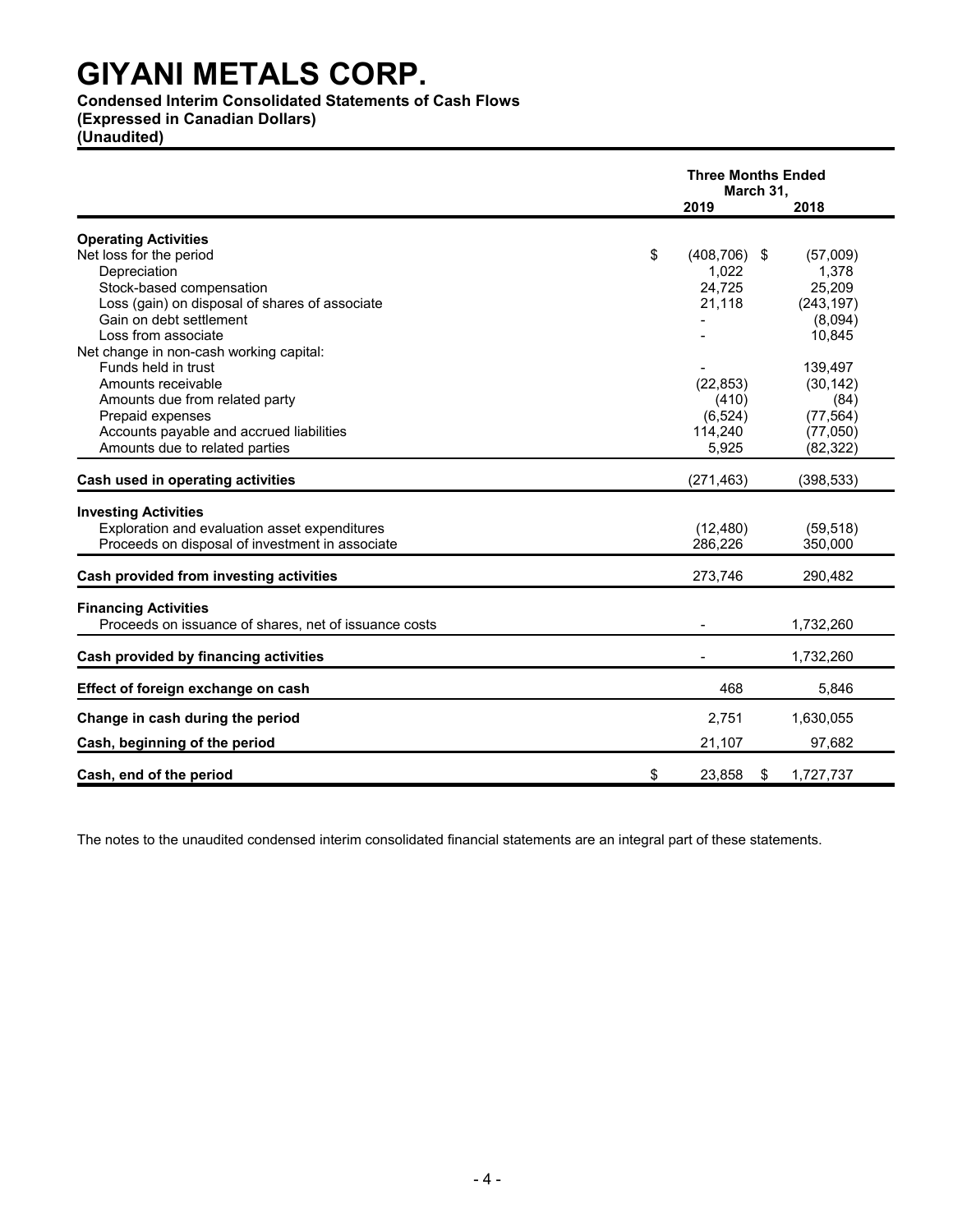# GIYANI METALS CORP.

**Condensed Interim Consolidated Statements of Cash Flows**
**(Expressed in Canadian Dollars)**
**(Unaudited)**

| | Three Months Ended March 31, 2019 | 2018 |
|---|---|---|
| **Operating Activities** | | |
| Net loss for the period | $ (408,706) | $ (57,009) |
| Depreciation | 1,022 | 1,378 |
| Stock-based compensation | 24,725 | 25,209 |
| Loss (gain) on disposal of shares of associate | 21,118 | (243,197) |
| Gain on debt settlement | - | (8,094) |
| Loss from associate | - | 10,845 |
| Net change in non-cash working capital: | | |
| Funds held in trust | - | 139,497 |
| Amounts receivable | (22,853) | (30,142) |
| Amounts due from related party | (410) | (84) |
| Prepaid expenses | (6,524) | (77,564) |
| Accounts payable and accrued liabilities | 114,240 | (77,050) |
| Amounts due to related parties | 5,925 | (82,322) |
| **Cash used in operating activities** | (271,463) | (398,533) |
| **Investing Activities** | | |
| Exploration and evaluation asset expenditures | (12,480) | (59,518) |
| Proceeds on disposal of investment in associate | 286,226 | 350,000 |
| **Cash provided from investing activities** | 273,746 | 290,482 |
| **Financing Activities** | | |
| Proceeds on issuance of shares, net of issuance costs | - | 1,732,260 |
| **Cash provided by financing activities** | - | 1,732,260 |
| **Effect of foreign exchange on cash** | 468 | 5,846 |
| **Change in cash during the period** | 2,751 | 1,630,055 |
| **Cash, beginning of the period** | 21,107 | 97,682 |
| **Cash, end of the period** | $ 23,858 | $ 1,727,737 |

The notes to the unaudited condensed interim consolidated financial statements are an integral part of these statements.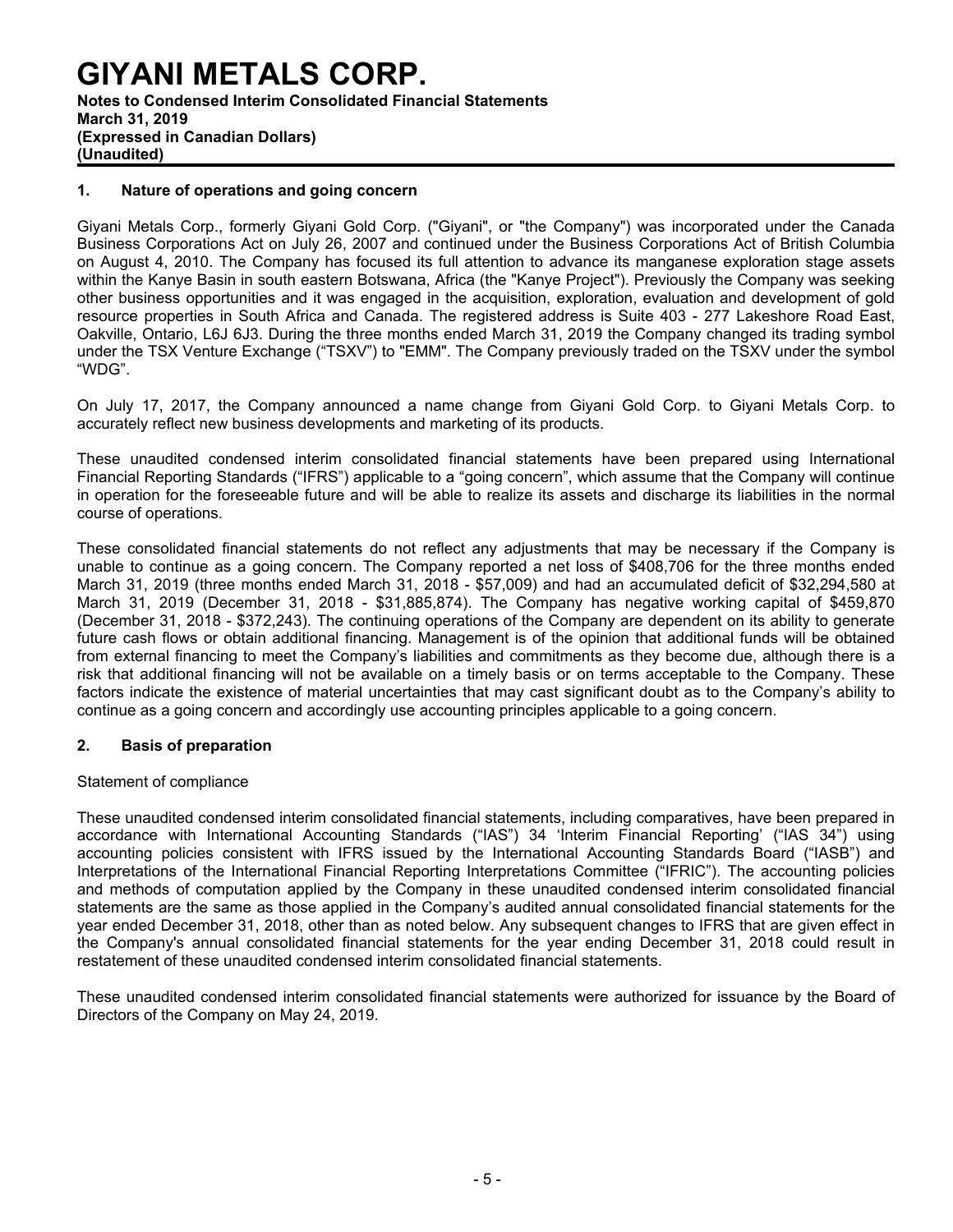## 1. Nature of operations and going concern

Giyani Metals Corp., formerly Giyani Gold Corp. ("Giyani", or "the Company") was incorporated under the Canada Business Corporations Act on July 26, 2007 and continued under the Business Corporations Act of British Columbia on August 4, 2010. The Company has focused its full attention to advance its manganese exploration stage assets within the Kanye Basin in south eastern Botswana, Africa (the "Kanye Project"). Previously the Company was seeking other business opportunities and it was engaged in the acquisition, exploration, evaluation and development of gold resource properties in South Africa and Canada. The registered address is Suite 403 - 277 Lakeshore Road East, Oakville, Ontario, L6J 6J3. During the three months ended March 31, 2019 the Company changed its trading symbol under the TSX Venture Exchange ("TSXV") to "EMM". The Company previously traded on the TSXV under the symbol "WDG".

On July 17, 2017, the Company announced a name change from Giyani Gold Corp. to Giyani Metals Corp. to accurately reflect new business developments and marketing of its products.

These unaudited condensed interim consolidated financial statements have been prepared using International Financial Reporting Standards ("IFRS") applicable to a "going concern", which assume that the Company will continue in operation for the foreseeable future and will be able to realize its assets and discharge its liabilities in the normal course of operations.

These consolidated financial statements do not reflect any adjustments that may be necessary if the Company is unable to continue as a going concern. The Company reported a net loss of $408,706 for the three months ended March 31, 2019 (three months ended March 31, 2018 - $57,009) and had an accumulated deficit of $32,294,580 at March 31, 2019 (December 31, 2018 - $31,885,874). The Company has negative working capital of $459,870 (December 31, 2018 - $372,243). The continuing operations of the Company are dependent on its ability to generate future cash flows or obtain additional financing. Management is of the opinion that additional funds will be obtained from external financing to meet the Company's liabilities and commitments as they become due, although there is a risk that additional financing will not be available on a timely basis or on terms acceptable to the Company. These factors indicate the existence of material uncertainties that may cast significant doubt as to the Company's ability to continue as a going concern and accordingly use accounting principles applicable to a going concern.

## 2. Basis of preparation

Statement of compliance

These unaudited condensed interim consolidated financial statements, including comparatives, have been prepared in accordance with International Accounting Standards ("IAS") 34 'Interim Financial Reporting' ("IAS 34") using accounting policies consistent with IFRS issued by the International Accounting Standards Board ("IASB") and Interpretations of the International Financial Reporting Interpretations Committee ("IFRIC"). The accounting policies and methods of computation applied by the Company in these unaudited condensed interim consolidated financial statements are the same as those applied in the Company's audited annual consolidated financial statements for the year ended December 31, 2018, other than as noted below. Any subsequent changes to IFRS that are given effect in the Company's annual consolidated financial statements for the year ending December 31, 2018 could result in restatement of these unaudited condensed interim consolidated financial statements.

These unaudited condensed interim consolidated financial statements were authorized for issuance by the Board of Directors of the Company on May 24, 2019.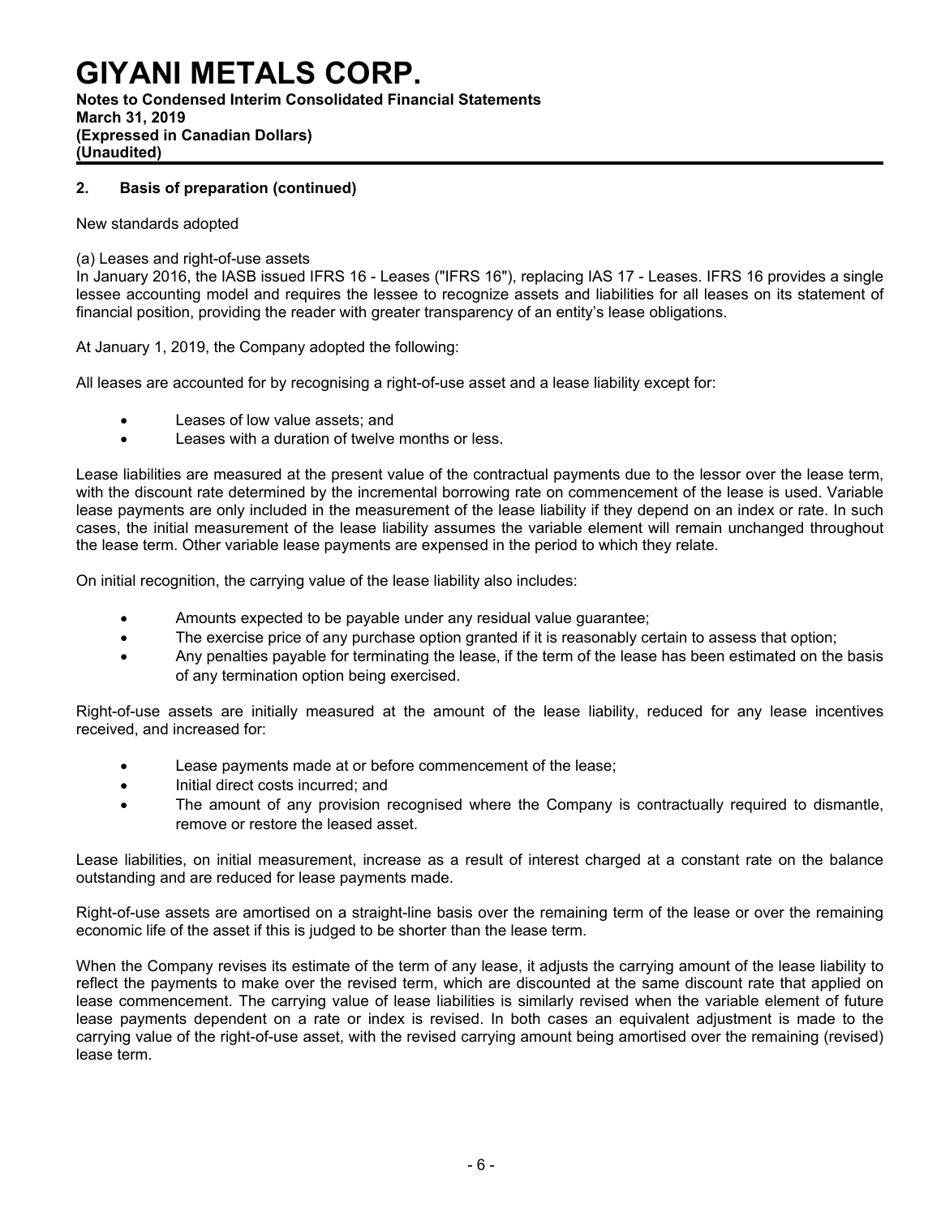## 2. Basis of preparation (continued)

New standards adopted

(a) Leases and right-of-use assets

In January 2016, the IASB issued IFRS 16 - Leases ("IFRS 16"), replacing IAS 17 - Leases. IFRS 16 provides a single lessee accounting model and requires the lessee to recognize assets and liabilities for all leases on its statement of financial position, providing the reader with greater transparency of an entity's lease obligations.

At January 1, 2019, the Company adopted the following:

All leases are accounted for by recognising a right-of-use asset and a lease liability except for:

- Leases of low value assets; and
- Leases with a duration of twelve months or less.

Lease liabilities are measured at the present value of the contractual payments due to the lessor over the lease term, with the discount rate determined by the incremental borrowing rate on commencement of the lease is used. Variable lease payments are only included in the measurement of the lease liability if they depend on an index or rate. In such cases, the initial measurement of the lease liability assumes the variable element will remain unchanged throughout the lease term. Other variable lease payments are expensed in the period to which they relate.

On initial recognition, the carrying value of the lease liability also includes:

- Amounts expected to be payable under any residual value guarantee;
- The exercise price of any purchase option granted if it is reasonably certain to assess that option;
- Any penalties payable for terminating the lease, if the term of the lease has been estimated on the basis of any termination option being exercised.

Right-of-use assets are initially measured at the amount of the lease liability, reduced for any lease incentives received, and increased for:

- Lease payments made at or before commencement of the lease;
- Initial direct costs incurred; and
- The amount of any provision recognised where the Company is contractually required to dismantle, remove or restore the leased asset.

Lease liabilities, on initial measurement, increase as a result of interest charged at a constant rate on the balance outstanding and are reduced for lease payments made.

Right-of-use assets are amortised on a straight-line basis over the remaining term of the lease or over the remaining economic life of the asset if this is judged to be shorter than the lease term.

When the Company revises its estimate of the term of any lease, it adjusts the carrying amount of the lease liability to reflect the payments to make over the revised term, which are discounted at the same discount rate that applied on lease commencement. The carrying value of lease liabilities is similarly revised when the variable element of future lease payments dependent on a rate or index is revised. In both cases an equivalent adjustment is made to the carrying value of the right-of-use asset, with the revised carrying amount being amortised over the remaining (revised) lease term.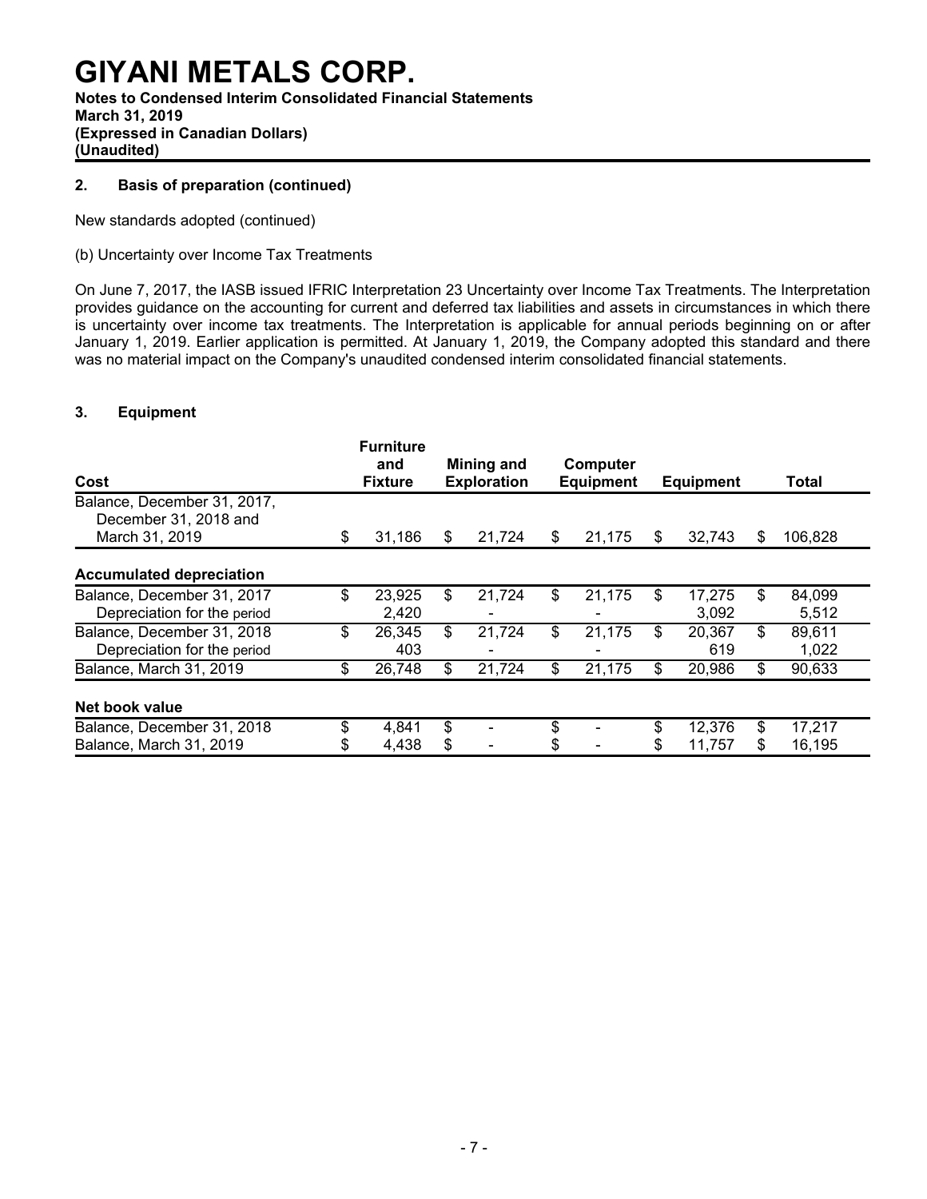# GIYANI METALS CORP.

**Notes to Condensed Interim Consolidated Financial Statements**
**March 31, 2019**
**(Expressed in Canadian Dollars)**
**(Unaudited)**

## 2. Basis of preparation (continued)

New standards adopted (continued)

(b) Uncertainty over Income Tax Treatments

On June 7, 2017, the IASB issued IFRIC Interpretation 23 Uncertainty over Income Tax Treatments. The Interpretation provides guidance on the accounting for current and deferred tax liabilities and assets in circumstances in which there is uncertainty over income tax treatments. The Interpretation is applicable for annual periods beginning on or after January 1, 2019. Earlier application is permitted. At January 1, 2019, the Company adopted this standard and there was no material impact on the Company's unaudited condensed interim consolidated financial statements.

## 3. Equipment

| Cost | Furniture and Fixture | Mining and Exploration | Computer Equipment | Equipment | Total |
|---|---|---|---|---|---|
| Balance, December 31, 2017, December 31, 2018 and March 31, 2019 | $ 31,186 | $ 21,724 | $ 21,175 | $ 32,743 | $ 106,828 |
| **Accumulated depreciation** | | | | | |
| Balance, December 31, 2017 | $ 23,925 | $ 21,724 | $ 21,175 | $ 17,275 | $ 84,099 |
| Depreciation for the period | 2,420 | - | - | 3,092 | 5,512 |
| Balance, December 31, 2018 | $ 26,345 | $ 21,724 | $ 21,175 | $ 20,367 | $ 89,611 |
| Depreciation for the period | 403 | - | - | 619 | 1,022 |
| Balance, March 31, 2019 | $ 26,748 | $ 21,724 | $ 21,175 | $ 20,986 | $ 90,633 |
| **Net book value** | | | | | |
| Balance, December 31, 2018 | $ 4,841 | $ - | $ - | $ 12,376 | $ 17,217 |
| Balance, March 31, 2019 | $ 4,438 | $ - | $ - | $ 11,757 | $ 16,195 |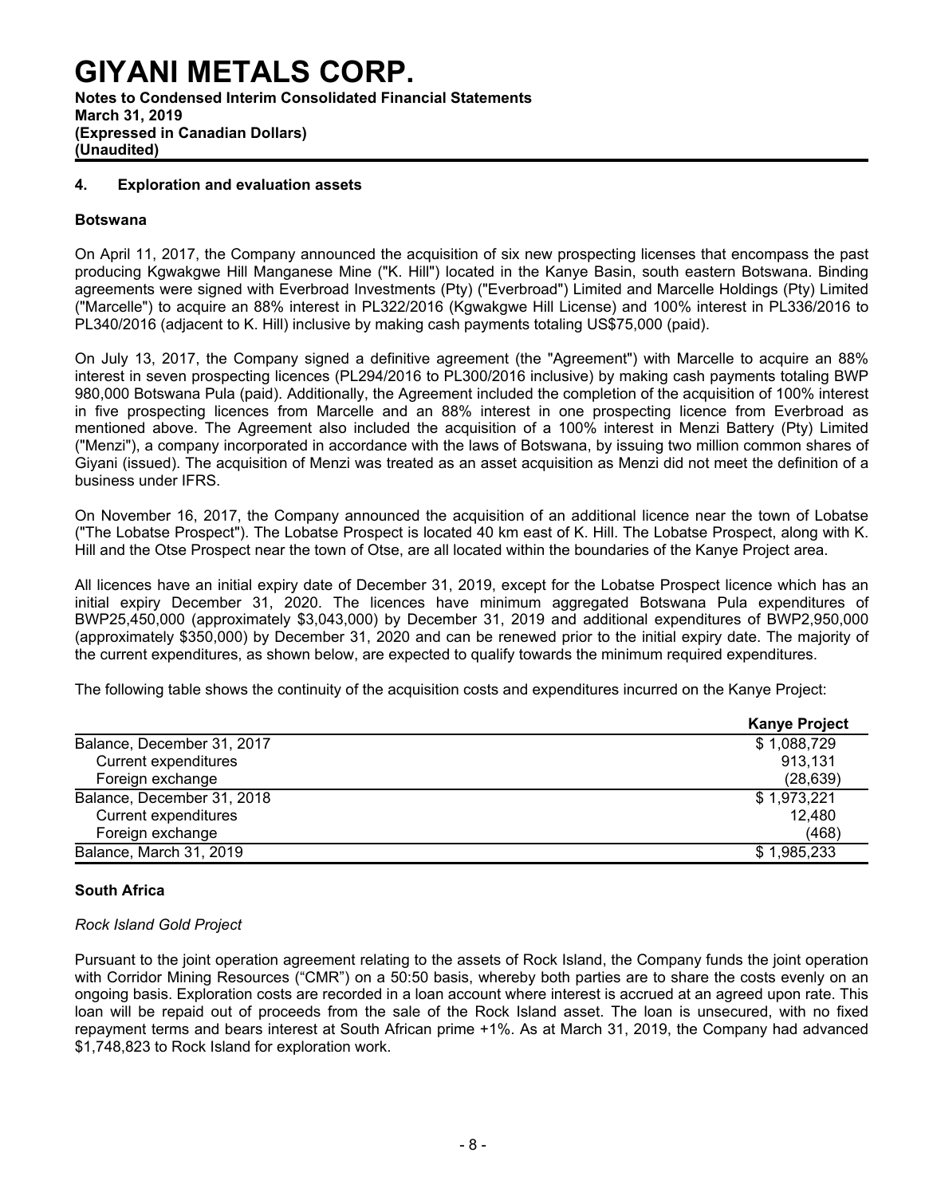# GIYANI METALS CORP.

**Notes to Condensed Interim Consolidated Financial Statements**
**March 31, 2019**
**(Expressed in Canadian Dollars)**
**(Unaudited)**

## 4. Exploration and evaluation assets

### Botswana

On April 11, 2017, the Company announced the acquisition of six new prospecting licenses that encompass the past producing Kgwakgwe Hill Manganese Mine ("K. Hill") located in the Kanye Basin, south eastern Botswana. Binding agreements were signed with Everbroad Investments (Pty) ("Everbroad") Limited and Marcelle Holdings (Pty) Limited ("Marcelle") to acquire an 88% interest in PL322/2016 (Kgwakgwe Hill License) and 100% interest in PL336/2016 to PL340/2016 (adjacent to K. Hill) inclusive by making cash payments totaling US$75,000 (paid).

On July 13, 2017, the Company signed a definitive agreement (the "Agreement") with Marcelle to acquire an 88% interest in seven prospecting licences (PL294/2016 to PL300/2016 inclusive) by making cash payments totaling BWP 980,000 Botswana Pula (paid). Additionally, the Agreement included the completion of the acquisition of 100% interest in five prospecting licences from Marcelle and an 88% interest in one prospecting licence from Everbroad as mentioned above. The Agreement also included the acquisition of a 100% interest in Menzi Battery (Pty) Limited ("Menzi"), a company incorporated in accordance with the laws of Botswana, by issuing two million common shares of Giyani (issued). The acquisition of Menzi was treated as an asset acquisition as Menzi did not meet the definition of a business under IFRS.

On November 16, 2017, the Company announced the acquisition of an additional licence near the town of Lobatse ("The Lobatse Prospect"). The Lobatse Prospect is located 40 km east of K. Hill. The Lobatse Prospect, along with K. Hill and the Otse Prospect near the town of Otse, are all located within the boundaries of the Kanye Project area.

All licences have an initial expiry date of December 31, 2019, except for the Lobatse Prospect licence which has an initial expiry December 31, 2020. The licences have minimum aggregated Botswana Pula expenditures of BWP25,450,000 (approximately $3,043,000) by December 31, 2019 and additional expenditures of BWP2,950,000 (approximately $350,000) by December 31, 2020 and can be renewed prior to the initial expiry date. The majority of the current expenditures, as shown below, are expected to qualify towards the minimum required expenditures.

The following table shows the continuity of the acquisition costs and expenditures incurred on the Kanye Project:

| | Kanye Project |
|---|---|
| Balance, December 31, 2017 | $ 1,088,729 |
| Current expenditures | 913,131 |
| Foreign exchange | (28,639) |
| Balance, December 31, 2018 | $ 1,973,221 |
| Current expenditures | 12,480 |
| Foreign exchange | (468) |
| Balance, March 31, 2019 | $ 1,985,233 |

### South Africa

*Rock Island Gold Project*

Pursuant to the joint operation agreement relating to the assets of Rock Island, the Company funds the joint operation with Corridor Mining Resources ("CMR") on a 50:50 basis, whereby both parties are to share the costs evenly on an ongoing basis. Exploration costs are recorded in a loan account where interest is accrued at an agreed upon rate. This loan will be repaid out of proceeds from the sale of the Rock Island asset. The loan is unsecured, with no fixed repayment terms and bears interest at South African prime +1%. As at March 31, 2019, the Company had advanced $1,748,823 to Rock Island for exploration work.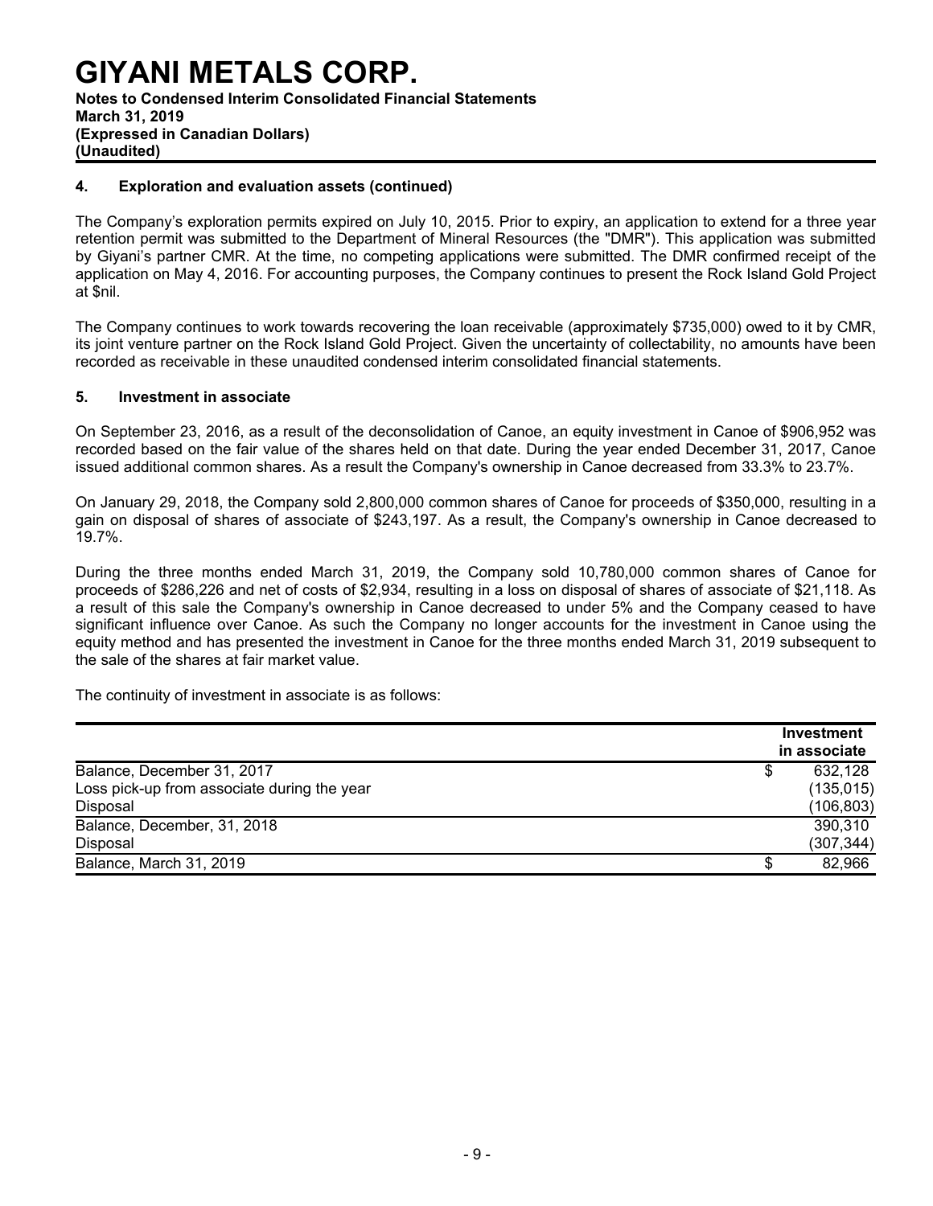# GIYANI METALS CORP.

**Notes to Condensed Interim Consolidated Financial Statements**
**March 31, 2019**
**(Expressed in Canadian Dollars)**
**(Unaudited)**

### 4. Exploration and evaluation assets (continued)

The Company's exploration permits expired on July 10, 2015. Prior to expiry, an application to extend for a three year retention permit was submitted to the Department of Mineral Resources (the "DMR"). This application was submitted by Giyani's partner CMR. At the time, no competing applications were submitted. The DMR confirmed receipt of the application on May 4, 2016. For accounting purposes, the Company continues to present the Rock Island Gold Project at $nil.

The Company continues to work towards recovering the loan receivable (approximately $735,000) owed to it by CMR, its joint venture partner on the Rock Island Gold Project. Given the uncertainty of collectability, no amounts have been recorded as receivable in these unaudited condensed interim consolidated financial statements.

### 5. Investment in associate

On September 23, 2016, as a result of the deconsolidation of Canoe, an equity investment in Canoe of $906,952 was recorded based on the fair value of the shares held on that date. During the year ended December 31, 2017, Canoe issued additional common shares. As a result the Company's ownership in Canoe decreased from 33.3% to 23.7%.

On January 29, 2018, the Company sold 2,800,000 common shares of Canoe for proceeds of $350,000, resulting in a gain on disposal of shares of associate of $243,197. As a result, the Company's ownership in Canoe decreased to 19.7%.

During the three months ended March 31, 2019, the Company sold 10,780,000 common shares of Canoe for proceeds of $286,226 and net of costs of $2,934, resulting in a loss on disposal of shares of associate of $21,118. As a result of this sale the Company's ownership in Canoe decreased to under 5% and the Company ceased to have significant influence over Canoe. As such the Company no longer accounts for the investment in Canoe using the equity method and has presented the investment in Canoe for the three months ended March 31, 2019 subsequent to the sale of the shares at fair market value.

The continuity of investment in associate is as follows:

| | Investment in associate |
|---|---|
| Balance, December 31, 2017 | $ 632,128 |
| Loss pick-up from associate during the year | (135,015) |
| Disposal | (106,803) |
| Balance, December, 31, 2018 | 390,310 |
| Disposal | (307,344) |
| Balance, March 31, 2019 | $ 82,966 |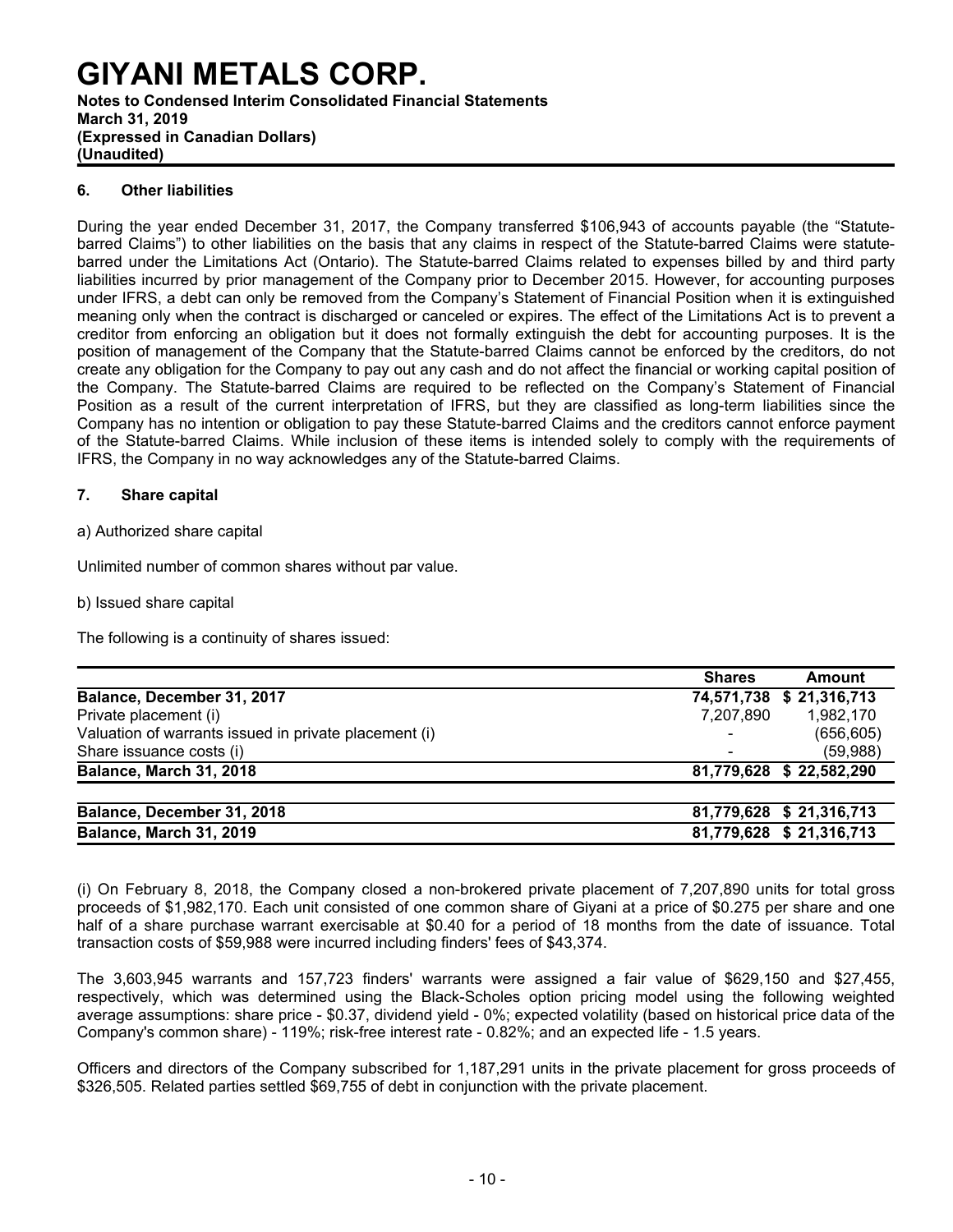# GIYANI METALS CORP.

**Notes to Condensed Interim Consolidated Financial Statements**
**March 31, 2019**
**(Expressed in Canadian Dollars)**
**(Unaudited)**

## 6. Other liabilities

During the year ended December 31, 2017, the Company transferred $106,943 of accounts payable (the "Statute-barred Claims") to other liabilities on the basis that any claims in respect of the Statute-barred Claims were statute-barred under the Limitations Act (Ontario). The Statute-barred Claims related to expenses billed by and third party liabilities incurred by prior management of the Company prior to December 2015. However, for accounting purposes under IFRS, a debt can only be removed from the Company's Statement of Financial Position when it is extinguished meaning only when the contract is discharged or canceled or expires. The effect of the Limitations Act is to prevent a creditor from enforcing an obligation but it does not formally extinguish the debt for accounting purposes. It is the position of management of the Company that the Statute-barred Claims cannot be enforced by the creditors, do not create any obligation for the Company to pay out any cash and do not affect the financial or working capital position of the Company. The Statute-barred Claims are required to be reflected on the Company's Statement of Financial Position as a result of the current interpretation of IFRS, but they are classified as long-term liabilities since the Company has no intention or obligation to pay these Statute-barred Claims and the creditors cannot enforce payment of the Statute-barred Claims. While inclusion of these items is intended solely to comply with the requirements of IFRS, the Company in no way acknowledges any of the Statute-barred Claims.

## 7. Share capital

a) Authorized share capital

Unlimited number of common shares without par value.

b) Issued share capital

The following is a continuity of shares issued:

| | Shares | Amount |
|---|---|---|
| **Balance, December 31, 2017** | **74,571,738** | **$ 21,316,713** |
| Private placement (i) | 7,207,890 | 1,982,170 |
| Valuation of warrants issued in private placement (i) | - | (656,605) |
| Share issuance costs (i) | - | (59,988) |
| **Balance, March 31, 2018** | **81,779,628** | **$ 22,582,290** |
| | | |
| **Balance, December 31, 2018** | **81,779,628** | **$ 21,316,713** |
| **Balance, March 31, 2019** | **81,779,628** | **$ 21,316,713** |

(i) On February 8, 2018, the Company closed a non-brokered private placement of 7,207,890 units for total gross proceeds of $1,982,170. Each unit consisted of one common share of Giyani at a price of $0.275 per share and one half of a share purchase warrant exercisable at $0.40 for a period of 18 months from the date of issuance. Total transaction costs of $59,988 were incurred including finders' fees of $43,374.

The 3,603,945 warrants and 157,723 finders' warrants were assigned a fair value of $629,150 and $27,455, respectively, which was determined using the Black-Scholes option pricing model using the following weighted average assumptions: share price - $0.37, dividend yield - 0%; expected volatility (based on historical price data of the Company's common share) - 119%; risk-free interest rate - 0.82%; and an expected life - 1.5 years.

Officers and directors of the Company subscribed for 1,187,291 units in the private placement for gross proceeds of $326,505. Related parties settled $69,755 of debt in conjunction with the private placement.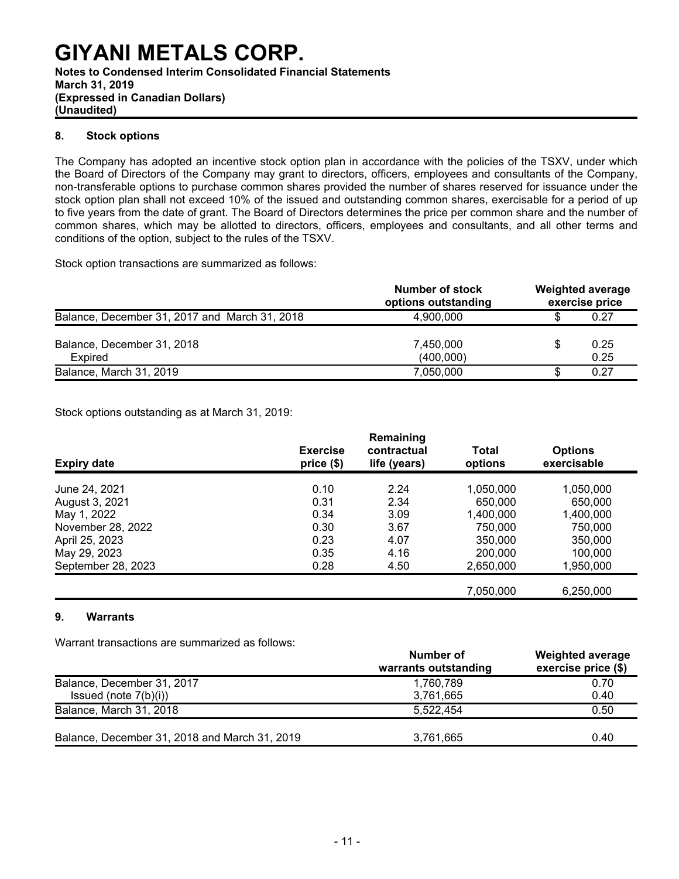# GIYANI METALS CORP.

**Notes to Condensed Interim Consolidated Financial Statements**
**March 31, 2019**
**(Expressed in Canadian Dollars)**
**(Unaudited)**

## 8. Stock options

The Company has adopted an incentive stock option plan in accordance with the policies of the TSXV, under which the Board of Directors of the Company may grant to directors, officers, employees and consultants of the Company, non-transferable options to purchase common shares provided the number of shares reserved for issuance under the stock option plan shall not exceed 10% of the issued and outstanding common shares, exercisable for a period of up to five years from the date of grant. The Board of Directors determines the price per common share and the number of common shares, which may be allotted to directors, officers, employees and consultants, and all other terms and conditions of the option, subject to the rules of the TSXV.

Stock option transactions are summarized as follows:

| | Number of stock options outstanding | Weighted average exercise price |
|---|---|---|
| Balance, December 31, 2017 and March 31, 2018 | 4,900,000 | $ 0.27 |
| Balance, December 31, 2018 | 7,450,000 | $ 0.25 |
| Expired | (400,000) | 0.25 |
| Balance, March 31, 2019 | 7,050,000 | $ 0.27 |

Stock options outstanding as at March 31, 2019:

| Expiry date | Exercise price ($) | Remaining contractual life (years) | Total options | Options exercisable |
|---|---|---|---|---|
| June 24, 2021 | 0.10 | 2.24 | 1,050,000 | 1,050,000 |
| August 3, 2021 | 0.31 | 2.34 | 650,000 | 650,000 |
| May 1, 2022 | 0.34 | 3.09 | 1,400,000 | 1,400,000 |
| November 28, 2022 | 0.30 | 3.67 | 750,000 | 750,000 |
| April 25, 2023 | 0.23 | 4.07 | 350,000 | 350,000 |
| May 29, 2023 | 0.35 | 4.16 | 200,000 | 100,000 |
| September 28, 2023 | 0.28 | 4.50 | 2,650,000 | 1,950,000 |
| | | | 7,050,000 | 6,250,000 |

## 9. Warrants

Warrant transactions are summarized as follows:

| | Number of warrants outstanding | Weighted average exercise price ($) |
|---|---|---|
| Balance, December 31, 2017 | 1,760,789 | 0.70 |
| Issued (note 7(b)(i)) | 3,761,665 | 0.40 |
| Balance, March 31, 2018 | 5,522,454 | 0.50 |
| Balance, December 31, 2018 and March 31, 2019 | 3,761,665 | 0.40 |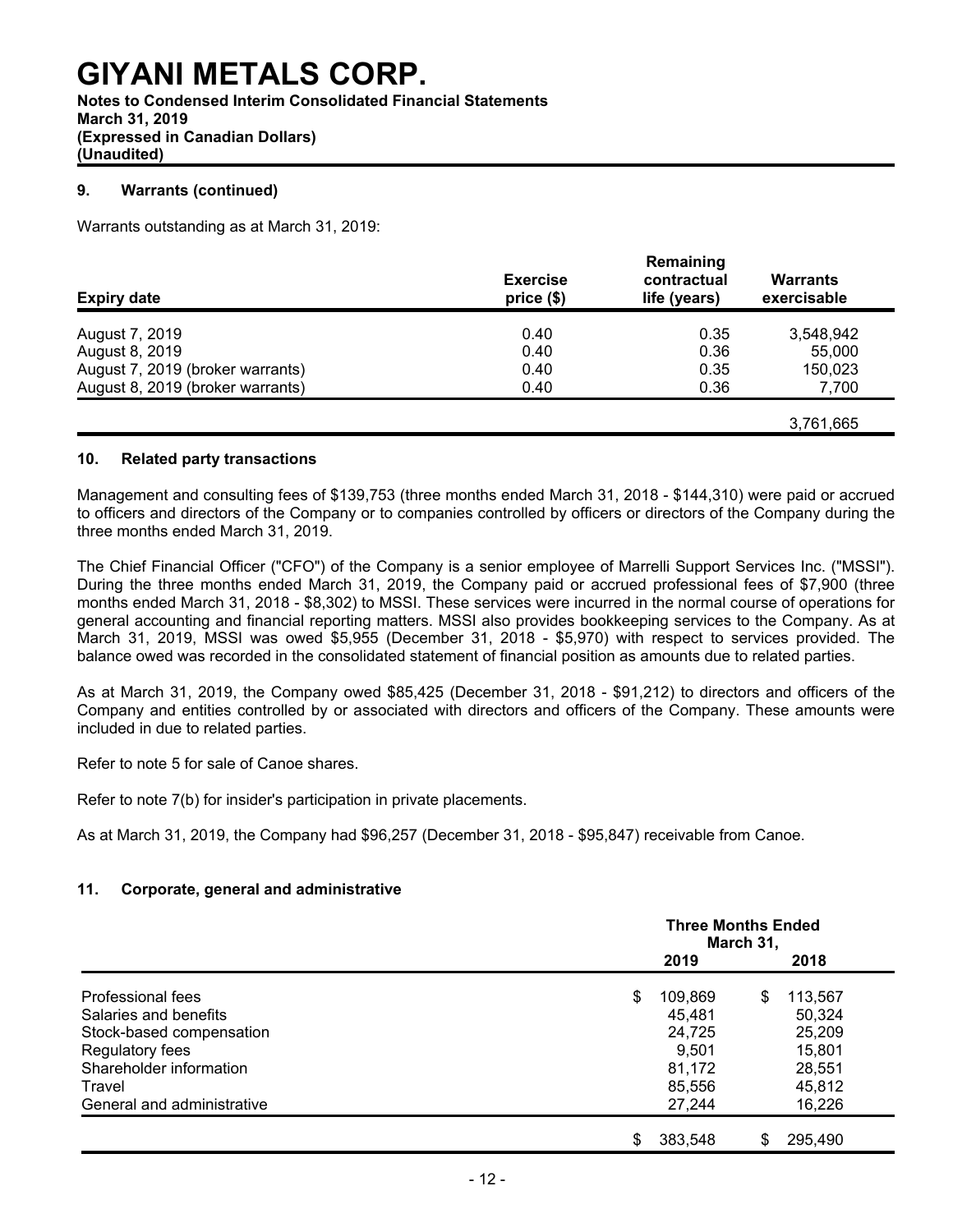# GIYANI METALS CORP.

**Notes to Condensed Interim Consolidated Financial Statements**
**March 31, 2019**
**(Expressed in Canadian Dollars)**
**(Unaudited)**

### 9. Warrants (continued)

Warrants outstanding as at March 31, 2019:

| Expiry date | Exercise price ($) | Remaining contractual life (years) | Warrants exercisable |
|---|---|---|---|
| August 7, 2019 | 0.40 | 0.35 | 3,548,942 |
| August 8, 2019 | 0.40 | 0.36 | 55,000 |
| August 7, 2019 (broker warrants) | 0.40 | 0.35 | 150,023 |
| August 8, 2019 (broker warrants) | 0.40 | 0.36 | 7,700 |
| | | | 3,761,665 |

### 10. Related party transactions

Management and consulting fees of $139,753 (three months ended March 31, 2018 - $144,310) were paid or accrued to officers and directors of the Company or to companies controlled by officers or directors of the Company during the three months ended March 31, 2019.

The Chief Financial Officer ("CFO") of the Company is a senior employee of Marrelli Support Services Inc. ("MSSI"). During the three months ended March 31, 2019, the Company paid or accrued professional fees of $7,900 (three months ended March 31, 2018 - $8,302) to MSSI. These services were incurred in the normal course of operations for general accounting and financial reporting matters. MSSI also provides bookkeeping services to the Company. As at March 31, 2019, MSSI was owed $5,955 (December 31, 2018 - $5,970) with respect to services provided. The balance owed was recorded in the consolidated statement of financial position as amounts due to related parties.

As at March 31, 2019, the Company owed $85,425 (December 31, 2018 - $91,212) to directors and officers of the Company and entities controlled by or associated with directors and officers of the Company. These amounts were included in due to related parties.

Refer to note 5 for sale of Canoe shares.

Refer to note 7(b) for insider's participation in private placements.

As at March 31, 2019, the Company had $96,257 (December 31, 2018 - $95,847) receivable from Canoe.

### 11. Corporate, general and administrative

| | Three Months Ended March 31, | |
|---|---|---|
| | 2019 | 2018 |
| Professional fees | $ 109,869 | $ 113,567 |
| Salaries and benefits | 45,481 | 50,324 |
| Stock-based compensation | 24,725 | 25,209 |
| Regulatory fees | 9,501 | 15,801 |
| Shareholder information | 81,172 | 28,551 |
| Travel | 85,556 | 45,812 |
| General and administrative | 27,244 | 16,226 |
| | $ 383,548 | $ 295,490 |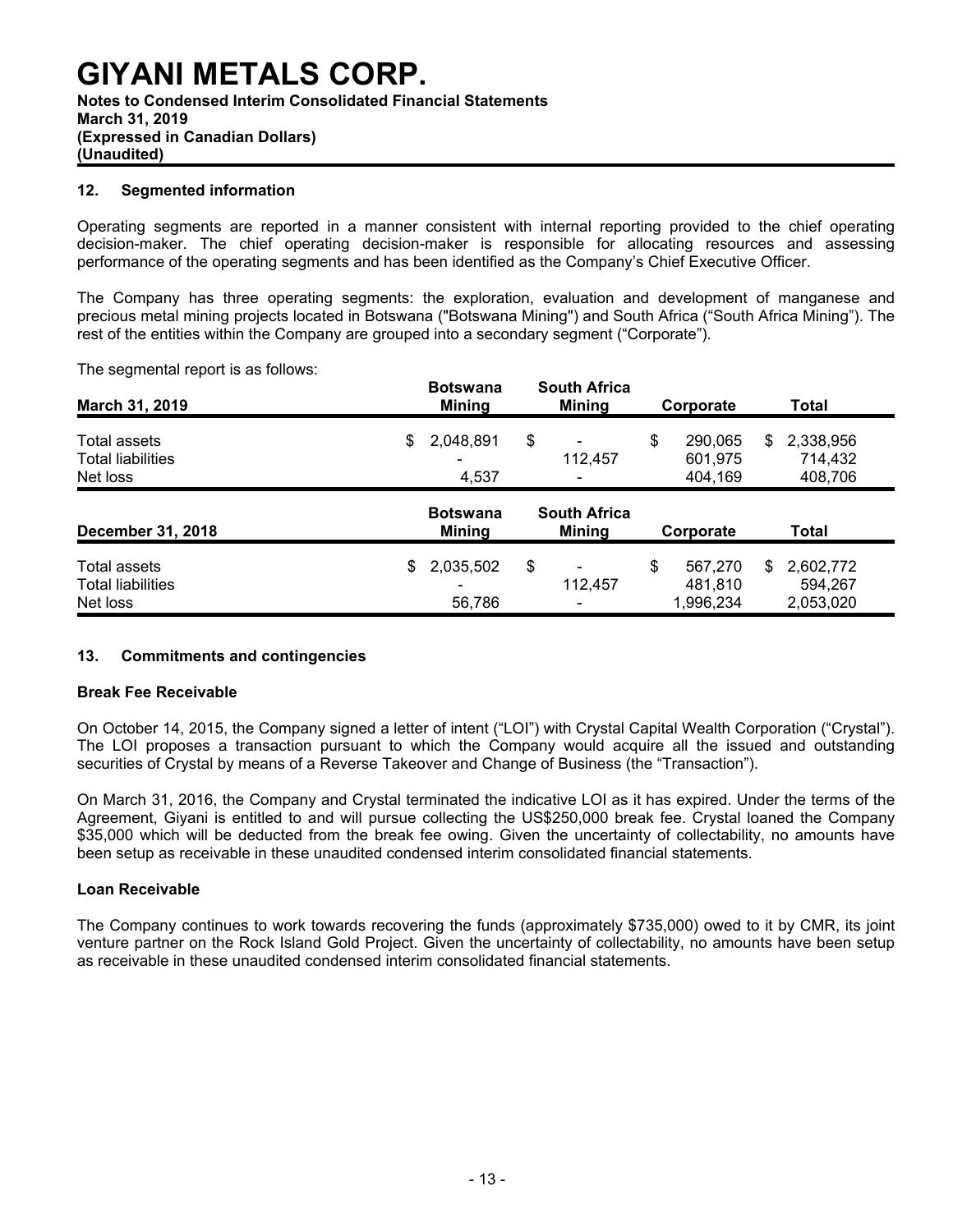# GIYANI METALS CORP.

**Notes to Condensed Interim Consolidated Financial Statements**
**March 31, 2019**
**(Expressed in Canadian Dollars)**
**(Unaudited)**

## 12. Segmented information

Operating segments are reported in a manner consistent with internal reporting provided to the chief operating decision-maker. The chief operating decision-maker is responsible for allocating resources and assessing performance of the operating segments and has been identified as the Company's Chief Executive Officer.

The Company has three operating segments: the exploration, evaluation and development of manganese and precious metal mining projects located in Botswana ("Botswana Mining") and South Africa ("South Africa Mining"). The rest of the entities within the Company are grouped into a secondary segment ("Corporate").

The segmental report is as follows:

| March 31, 2019 | Botswana Mining | South Africa Mining | Corporate | Total |
|---|---|---|---|---|
| Total assets | $ 2,048,891 | $ - | $ 290,065 | $ 2,338,956 |
| Total liabilities | - | 112,457 | 601,975 | 714,432 |
| Net loss | 4,537 | - | 404,169 | 408,706 |

| December 31, 2018 | Botswana Mining | South Africa Mining | Corporate | Total |
|---|---|---|---|---|
| Total assets | $ 2,035,502 | $ - | $ 567,270 | $ 2,602,772 |
| Total liabilities | - | 112,457 | 481,810 | 594,267 |
| Net loss | 56,786 | - | 1,996,234 | 2,053,020 |

## 13. Commitments and contingencies

### Break Fee Receivable

On October 14, 2015, the Company signed a letter of intent ("LOI") with Crystal Capital Wealth Corporation ("Crystal"). The LOI proposes a transaction pursuant to which the Company would acquire all the issued and outstanding securities of Crystal by means of a Reverse Takeover and Change of Business (the "Transaction").

On March 31, 2016, the Company and Crystal terminated the indicative LOI as it has expired. Under the terms of the Agreement, Giyani is entitled to and will pursue collecting the US$250,000 break fee. Crystal loaned the Company $35,000 which will be deducted from the break fee owing. Given the uncertainty of collectability, no amounts have been setup as receivable in these unaudited condensed interim consolidated financial statements.

### Loan Receivable

The Company continues to work towards recovering the funds (approximately $735,000) owed to it by CMR, its joint venture partner on the Rock Island Gold Project. Given the uncertainty of collectability, no amounts have been setup as receivable in these unaudited condensed interim consolidated financial statements.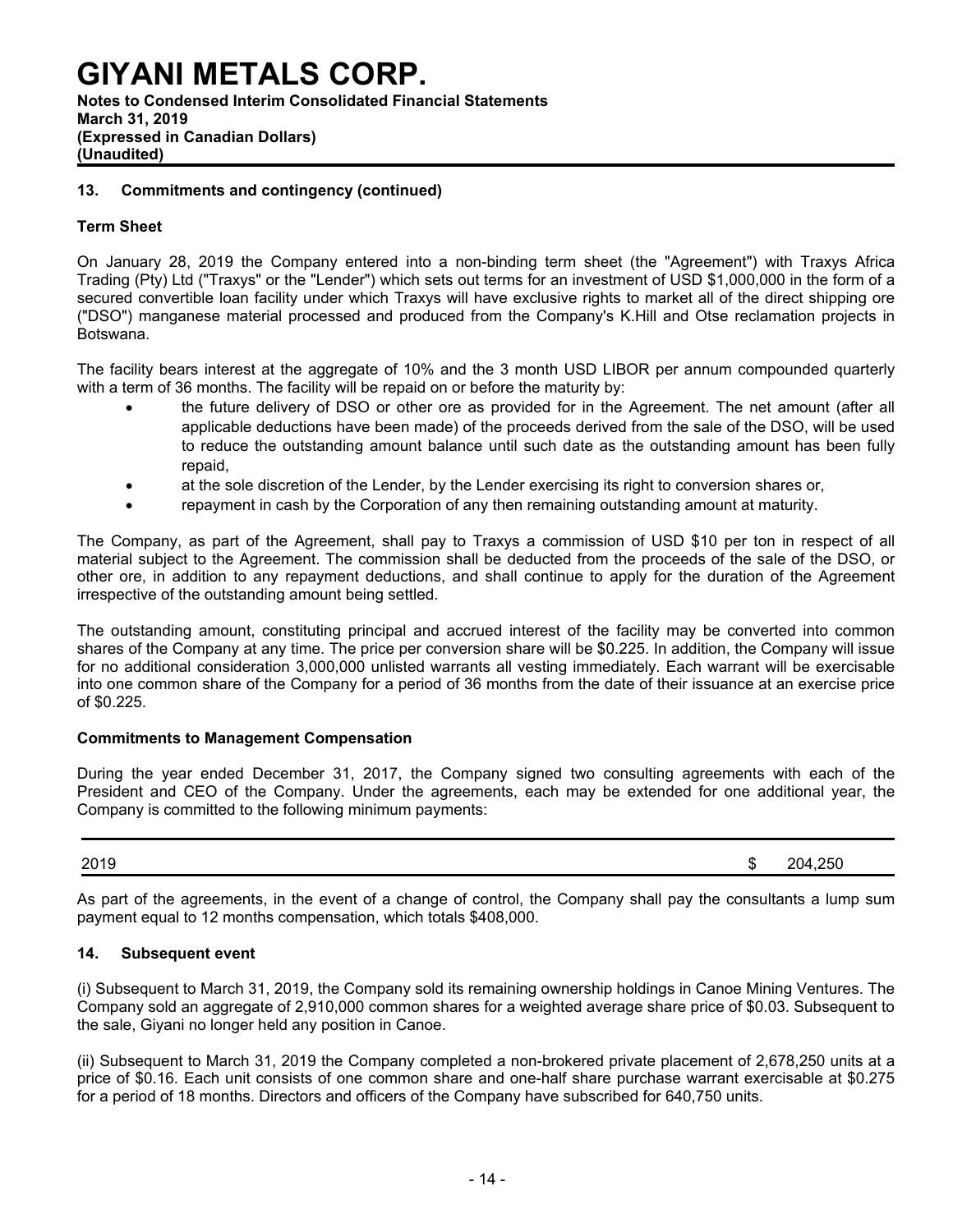# GIYANI METALS CORP.

**Notes to Condensed Interim Consolidated Financial Statements**
**March 31, 2019**
**(Expressed in Canadian Dollars)**
**(Unaudited)**

## 13. Commitments and contingency (continued)

### Term Sheet

On January 28, 2019 the Company entered into a non-binding term sheet (the "Agreement") with Traxys Africa Trading (Pty) Ltd ("Traxys" or the "Lender") which sets out terms for an investment of USD $1,000,000 in the form of a secured convertible loan facility under which Traxys will have exclusive rights to market all of the direct shipping ore ("DSO") manganese material processed and produced from the Company's K.Hill and Otse reclamation projects in Botswana.

The facility bears interest at the aggregate of 10% and the 3 month USD LIBOR per annum compounded quarterly with a term of 36 months. The facility will be repaid on or before the maturity by:

- the future delivery of DSO or other ore as provided for in the Agreement. The net amount (after all applicable deductions have been made) of the proceeds derived from the sale of the DSO, will be used to reduce the outstanding amount balance until such date as the outstanding amount has been fully repaid,
- at the sole discretion of the Lender, by the Lender exercising its right to conversion shares or,
- repayment in cash by the Corporation of any then remaining outstanding amount at maturity.

The Company, as part of the Agreement, shall pay to Traxys a commission of USD $10 per ton in respect of all material subject to the Agreement. The commission shall be deducted from the proceeds of the sale of the DSO, or other ore, in addition to any repayment deductions, and shall continue to apply for the duration of the Agreement irrespective of the outstanding amount being settled.

The outstanding amount, constituting principal and accrued interest of the facility may be converted into common shares of the Company at any time. The price per conversion share will be $0.225. In addition, the Company will issue for no additional consideration 3,000,000 unlisted warrants all vesting immediately. Each warrant will be exercisable into one common share of the Company for a period of 36 months from the date of their issuance at an exercise price of $0.225.

### Commitments to Management Compensation

During the year ended December 31, 2017, the Company signed two consulting agreements with each of the President and CEO of the Company. Under the agreements, each may be extended for one additional year, the Company is committed to the following minimum payments:

| | | |
|---|---|---|
| 2019 | $ | 204,250 |

As part of the agreements, in the event of a change of control, the Company shall pay the consultants a lump sum payment equal to 12 months compensation, which totals $408,000.

## 14. Subsequent event

(i) Subsequent to March 31, 2019, the Company sold its remaining ownership holdings in Canoe Mining Ventures. The Company sold an aggregate of 2,910,000 common shares for a weighted average share price of $0.03. Subsequent to the sale, Giyani no longer held any position in Canoe.

(ii) Subsequent to March 31, 2019 the Company completed a non-brokered private placement of 2,678,250 units at a price of $0.16. Each unit consists of one common share and one-half share purchase warrant exercisable at $0.275 for a period of 18 months. Directors and officers of the Company have subscribed for 640,750 units.